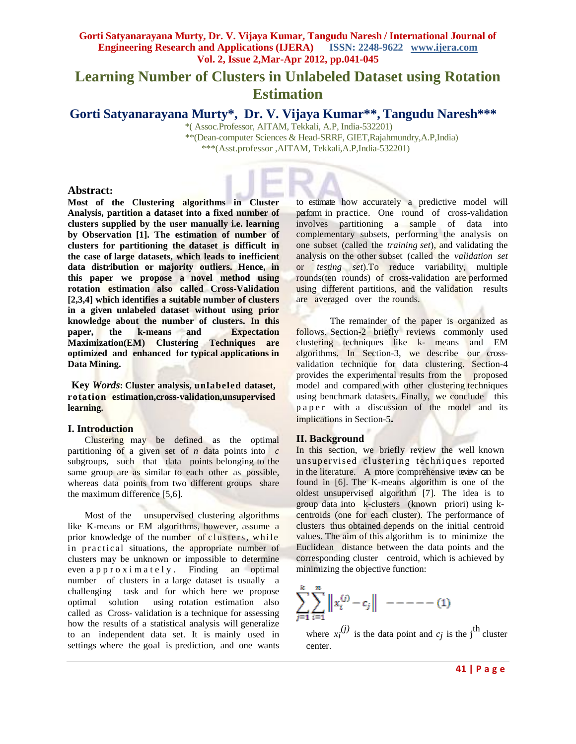# Learning Number of Clusters in Unlabeled Dataset using Rotation Estimation

## Gorti Satyanarayana Murty*, Dr. V. Vijaya Kumar**, Tangudu Naresh***

*( Assoc.Professor, AITAM, Tekkali, A.P, India-532201)

**(Dean-computer Sciences & Head-SRRF, GIET,Rajahmundry,A.P,India)

***(Asst.professor ,AITAM, Tekkali,A.P,India-532201)

### Abstract:

**Most of the Clustering algorithms in Cluster Analysis, partition a dataset into a fixed number of clusters supplied by the user manually i.e. learning by Observation [1]. The estimation of number of clusters for partitioning the dataset is difficult in the case of large datasets, which leads to inefficient data distribution or majority outliers. Hence, in this paper we propose a novel method using rotation estimation also called Cross-Validation [2,3,4] which identifies a suitable number of clusters in a given unlabeled dataset without using prior knowledge about the number of clusters. In this paper, the k-means and Expectation Maximization(EM) Clustering Techniques are optimized and enhanced for typical applications in Data Mining.**

**Key *Words*: Cluster analysis, unlabeled dataset, rotation estimation,cross-validation,unsupervised learning.**

### I. Introduction

Clustering may be defined as the optimal partitioning of a given set of *n* data points into *c* subgroups, such that data points belonging to the same group are as similar to each other as possible, whereas data points from two different groups share the maximum difference [5,6].

Most of the unsupervised clustering algorithms like K-means or EM algorithms, however, assume a prior knowledge of the number of clusters, while in practical situations, the appropriate number of clusters may be unknown or impossible to determine even approximately. Finding an optimal number of clusters in a large dataset is usually a challenging task and for which here we propose optimal solution using rotation estimation also called as Cross- validation is a technique for assessing how the results of a statistical analysis will generalize to an independent data set. It is mainly used in settings where the goal is prediction, and one wants to estimate how accurately a predictive model will perform in practice. One round of cross-validation involves partitioning a sample of data into complementary subsets, performing the analysis on one subset (called the *training set*), and validating the analysis on the other subset (called the *validation set* or *testing set*).To reduce variability, multiple rounds(ten rounds) of cross-validation are performed using different partitions, and the validation results are averaged over the rounds.

The remainder of the paper is organized as follows. Section-2 briefly reviews commonly used clustering techniques like k- means and EM algorithms. In Section-3, we describe our cross-validation technique for data clustering. Section-4 provides the experimental results from the proposed model and compared with other clustering techniques using benchmark datasets. Finally, we conclude this paper with a discussion of the model and its implications in Section-5**.**

### II. Background

In this section, we briefly review the well known unsupervised clustering techniques reported in the literature. A more comprehensive review can be found in [6]. The K-means algorithm is one of the oldest unsupervised algorithm [7]. The idea is to group data into k-clusters (known priori) using k-centroids (one for each cluster). The performance of clusters thus obtained depends on the initial centroid values. The aim of this algorithm is to minimize the Euclidean distance between the data points and the corresponding cluster centroid, which is achieved by minimizing the objective function:

$$\sum_{j=1}^{k}\sum_{i=1}^{n}\left\| x_i^{(j)} - c_j \right\| \quad ------(1)$$

where $x_i^{(j)}$ is the data point and $c_j$ is the j$^{th}$ cluster center.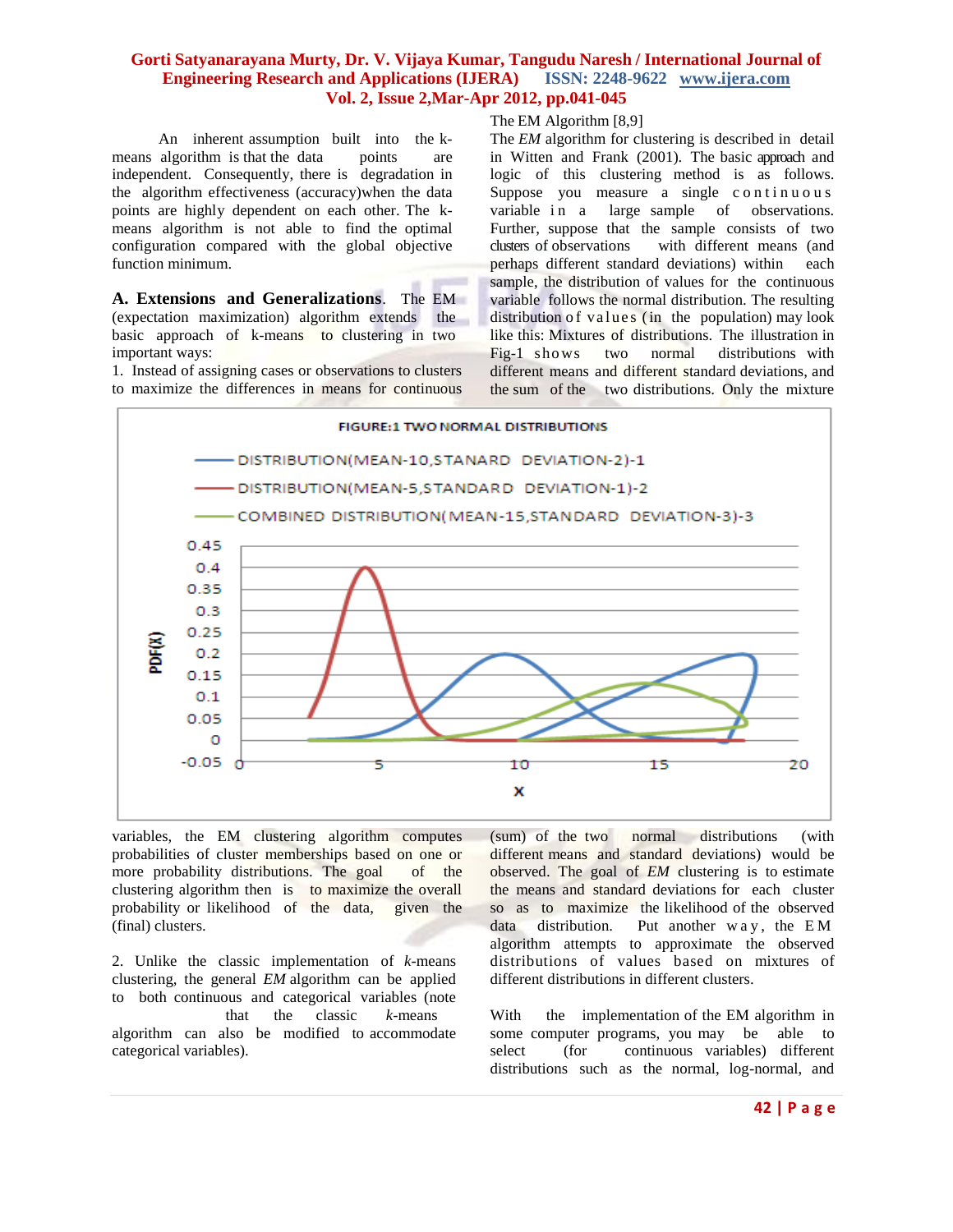An inherent assumption built into the k-means algorithm is that the data points are independent. Consequently, there is degradation in the algorithm effectiveness (accuracy)when the data points are highly dependent on each other. The k-means algorithm is not able to find the optimal configuration compared with the global objective function minimum.

**A. Extensions and Generalizations**. The EM (expectation maximization) algorithm extends the basic approach of k-means to clustering in two important ways:

1. Instead of assigning cases or observations to clusters to maximize the differences in means for continuous variables, the EM clustering algorithm computes probabilities of cluster memberships based on one or more probability distributions. The goal of the clustering algorithm then is to maximize the overall probability or likelihood of the data, given the (final) clusters.

2. Unlike the classic implementation of *k*-means clustering, the general *EM* algorithm can be applied to both continuous and categorical variables (note that the classic *k*-means algorithm can also be modified to accommodate categorical variables).

The EM Algorithm [8,9]

The *EM* algorithm for clustering is described in detail in Witten and Frank (2001). The basic approach and logic of this clustering method is as follows. Suppose you measure a single continuous variable in a large sample of observations. Further, suppose that the sample consists of two clusters of observations with different means (and perhaps different standard deviations) within each sample, the distribution of values for the continuous variable follows the normal distribution. The resulting distribution of values (in the population) may look like this: Mixtures of distributions. The illustration in Fig-1 shows two normal distributions with different means and different standard deviations, and the sum of the two distributions. Only the mixture (sum) of the two normal distributions (with different means and standard deviations) would be observed. The goal of *EM* clustering is to estimate the means and standard deviations for each cluster so as to maximize the likelihood of the observed data distribution. Put another way, the EM algorithm attempts to approximate the observed distributions of values based on mixtures of different distributions in different clusters.

FIGURE:1 TWO NORMAL DISTRIBUTIONS

With the implementation of the EM algorithm in some computer programs, you may be able to select (for continuous variables) different distributions such as the normal, log-normal, and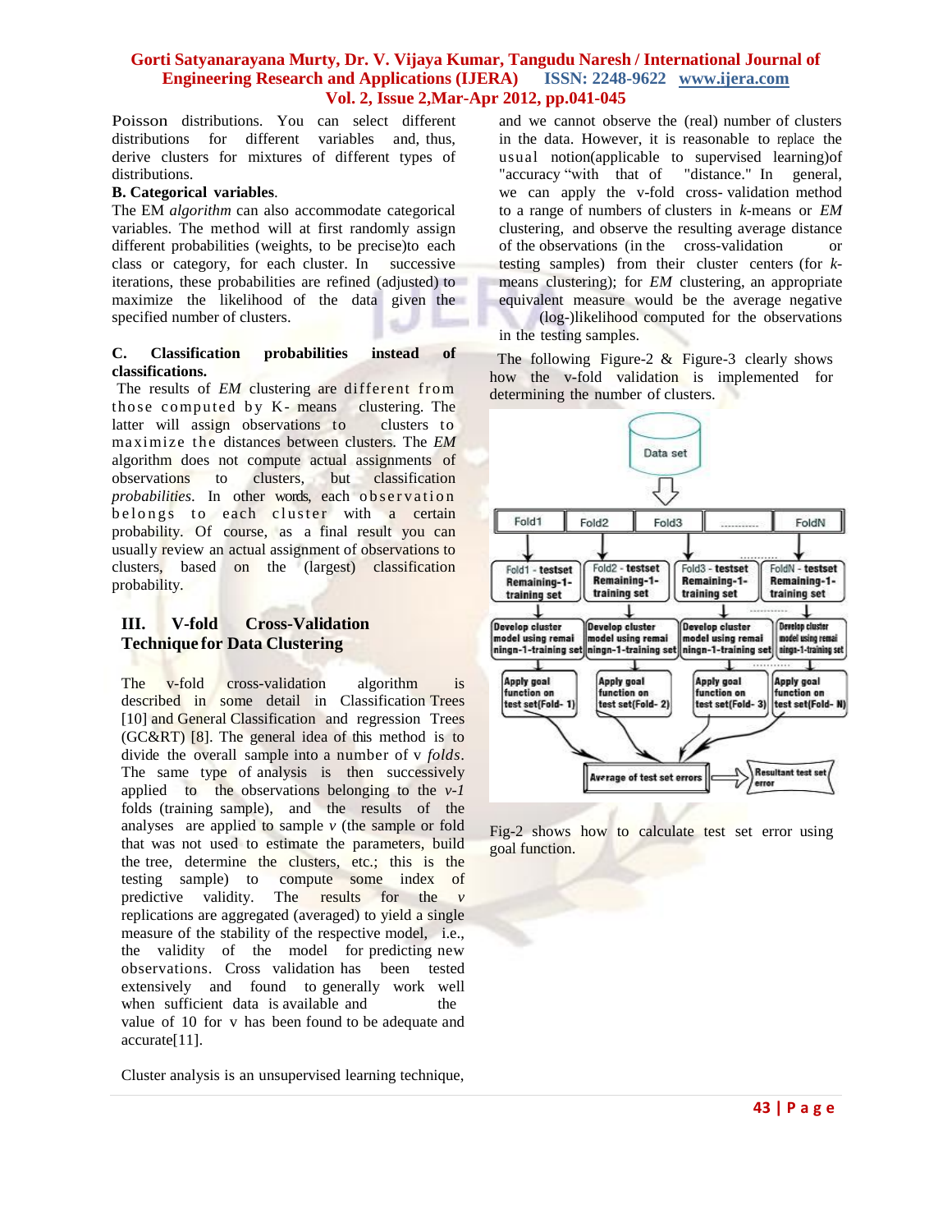Poisson distributions. You can select different distributions for different variables and, thus, derive clusters for mixtures of different types of distributions.

**B. Categorical variables**.

The EM *algorithm* can also accommodate categorical variables. The method will at first randomly assign different probabilities (weights, to be precise)to each class or category, for each cluster. In successive iterations, these probabilities are refined (adjusted) to maximize the likelihood of the data given the specified number of clusters.

**C. Classification probabilities instead of classifications.**

The results of *EM* clustering are different from those computed by K- means clustering. The latter will assign observations to clusters to maximize the distances between clusters. The *EM* algorithm does not compute actual assignments of observations to clusters, but classification *probabilities*. In other words, each observation belongs to each cluster with a certain probability. Of course, as a final result you can usually review an actual assignment of observations to clusters, based on the (largest) classification probability.

## III. V-fold Cross-Validation Technique for Data Clustering

The v-fold cross-validation algorithm is described in some detail in Classification Trees [10] and General Classification and regression Trees (GC&RT) [8]. The general idea of this method is to divide the overall sample into a number of v *folds*. The same type of analysis is then successively applied to the observations belonging to the *v-1* folds (training sample), and the results of the analyses are applied to sample *v* (the sample or fold that was not used to estimate the parameters, build the tree, determine the clusters, etc.; this is the testing sample) to compute some index of predictive validity. The results for the *v* replications are aggregated (averaged) to yield a single measure of the stability of the respective model, i.e., the validity of the model for predicting new observations. Cross validation has been tested extensively and found to generally work well when sufficient data is available and the value of 10 for v has been found to be adequate and accurate[11].

Cluster analysis is an unsupervised learning technique, and we cannot observe the (real) number of clusters in the data. However, it is reasonable to replace the usual notion(applicable to supervised learning)of "accuracy "with that of "distance." In general, we can apply the v-fold cross- validation method to a range of numbers of clusters in *k*-means or *EM* clustering, and observe the resulting average distance of the observations (in the cross-validation or testing samples) from their cluster centers (for *k*-means clustering); for *EM* clustering, an appropriate equivalent measure would be the average negative (log-)likelihood computed for the observations in the testing samples.

The following Figure-2 & Figure-3 clearly shows how the v-fold validation is implemented for determining the number of clusters.

Fig-2 shows how to calculate test set error using goal function.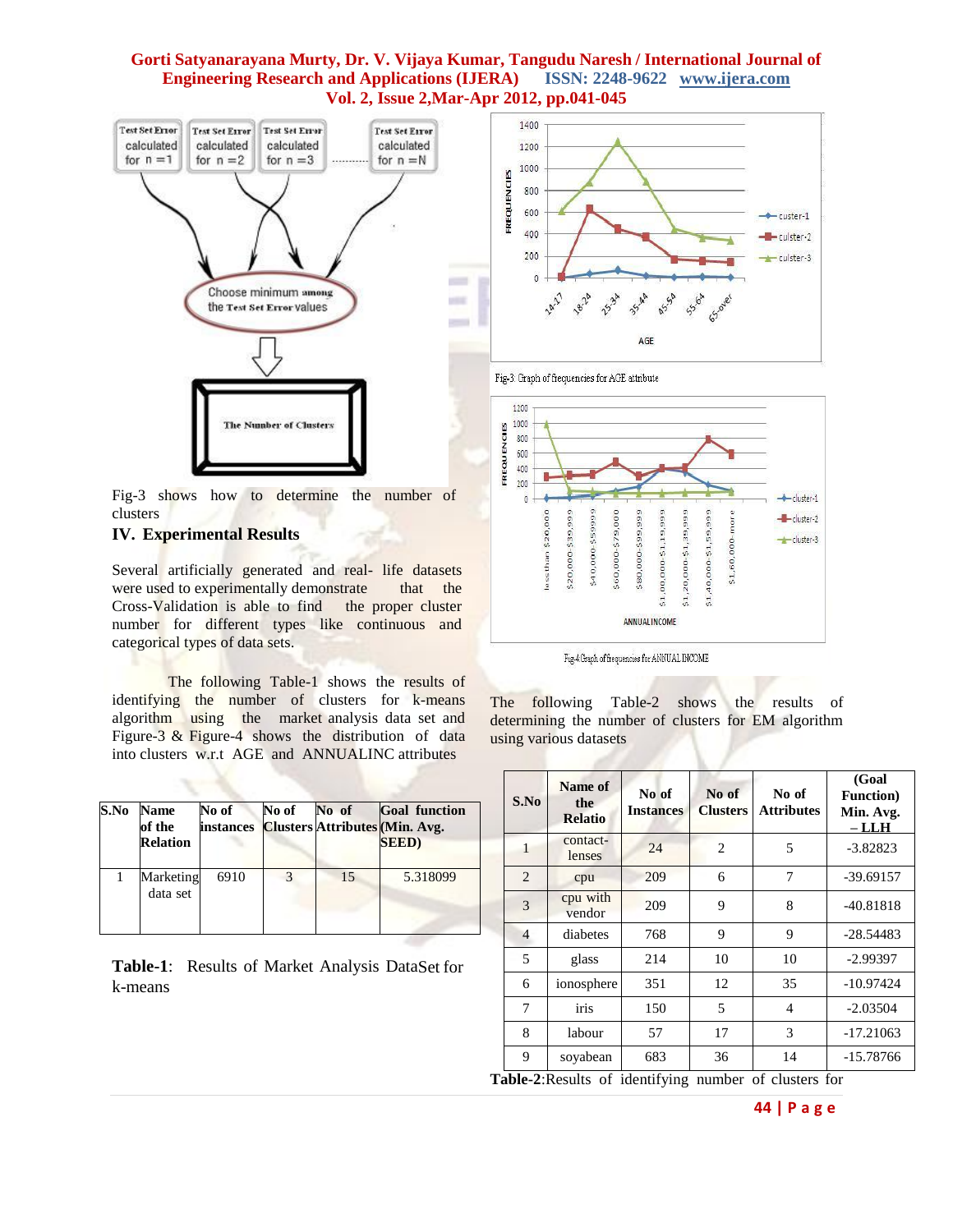Fig-3 shows how to determine the number of clusters

## IV. Experimental Results

Several artificially generated and real- life datasets were used to experimentally demonstrate that the Cross-Validation is able to find the proper cluster number for different types like continuous and categorical types of data sets.

The following Table-1 shows the results of identifying the number of clusters for k-means algorithm using the market analysis data set and Figure-3 & Figure-4 shows the distribution of data into clusters w.r.t AGE and ANNUALINC attributes

| S.No | Name of the Relation | No of instances | No of Clusters | No of Attributes | Goal function (Min. Avg. SEED) |
|---|---|---|---|---|---|
| 1 | Marketing data set | 6910 | 3 | 15 | 5.318099 |

**Table-1**: Results of Market Analysis DataSet for k-means

Fig-3 Graph of frequencies for AGE attribute

Fig-4 Graph of frequencies for ANNUAL INCOME

The following Table-2 shows the results of determining the number of clusters for EM algorithm using various datasets

| S.No | Name of the Relatio | No of Instances | No of Clusters | No of Attributes | (Goal Function) Min. Avg. – LLH |
|---|---|---|---|---|---|
| 1 | contact-lenses | 24 | 2 | 5 | -3.82823 |
| 2 | cpu | 209 | 6 | 7 | -39.69157 |
| 3 | cpu with vendor | 209 | 9 | 8 | -40.81818 |
| 4 | diabetes | 768 | 9 | 9 | -28.54483 |
| 5 | glass | 214 | 10 | 10 | -2.99397 |
| 6 | ionosphere | 351 | 12 | 35 | -10.97424 |
| 7 | iris | 150 | 5 | 4 | -2.03504 |
| 8 | labour | 57 | 17 | 3 | -17.21063 |
| 9 | soyabean | 683 | 36 | 14 | -15.78766 |

**Table-2**:Results of identifying number of clusters for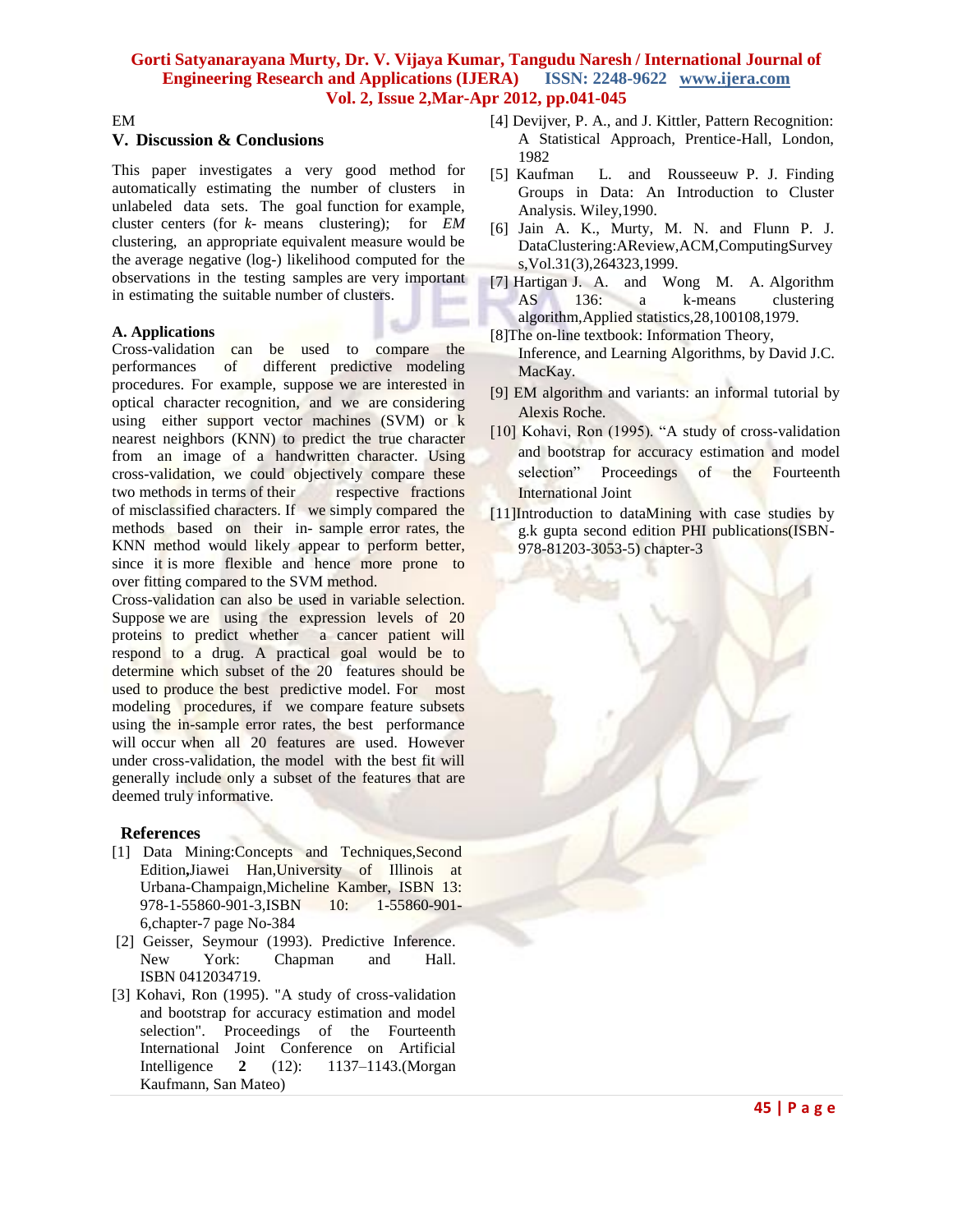EM

## V. Discussion & Conclusions

This paper investigates a very good method for automatically estimating the number of clusters in unlabeled data sets. The goal function for example, cluster centers (for *k*- means clustering); for *EM* clustering, an appropriate equivalent measure would be the average negative (log-) likelihood computed for the observations in the testing samples are very important in estimating the suitable number of clusters.

### A. Applications

Cross-validation can be used to compare the performances of different predictive modeling procedures. For example, suppose we are interested in optical character recognition, and we are considering using either support vector machines (SVM) or k nearest neighbors (KNN) to predict the true character from an image of a handwritten character. Using cross-validation, we could objectively compare these two methods in terms of their respective fractions of misclassified characters. If we simply compared the methods based on their in- sample error rates, the KNN method would likely appear to perform better, since it is more flexible and hence more prone to over fitting compared to the SVM method.

Cross-validation can also be used in variable selection. Suppose we are using the expression levels of 20 proteins to predict whether a cancer patient will respond to a drug. A practical goal would be to determine which subset of the 20 features should be used to produce the best predictive model. For most modeling procedures, if we compare feature subsets using the in-sample error rates, the best performance will occur when all 20 features are used. However under cross-validation, the model with the best fit will generally include only a subset of the features that are deemed truly informative.

## References

[1] Data Mining:Concepts and Techniques,Second Edition,Jiawei Han,University of Illinois at Urbana-Champaign,Micheline Kamber, ISBN 13: 978-1-55860-901-3,ISBN 10: 1-55860-901-6,chapter-7 page No-384

[2] Geisser, Seymour (1993). Predictive Inference. New York: Chapman and Hall. ISBN 0412034719.

[3] Kohavi, Ron (1995). "A study of cross-validation and bootstrap for accuracy estimation and model selection". Proceedings of the Fourteenth International Joint Conference on Artificial Intelligence **2** (12): 1137–1143.(Morgan Kaufmann, San Mateo)

[4] Devijver, P. A., and J. Kittler, Pattern Recognition: A Statistical Approach, Prentice-Hall, London, 1982

[5] Kaufman L. and Rousseeuw P. J. Finding Groups in Data: An Introduction to Cluster Analysis. Wiley,1990.

[6] Jain A. K., Murty, M. N. and Flunn P. J. DataClustering:AReview,ACM,ComputingSurveys,Vol.31(3),264323,1999.

[7] Hartigan J. A. and Wong M. A. Algorithm AS 136: a k-means clustering algorithm,Applied statistics,28,100108,1979.

[8]The on-line textbook: Information Theory, Inference, and Learning Algorithms, by David J.C. MacKay.

[9] EM algorithm and variants: an informal tutorial by Alexis Roche.

[10] Kohavi, Ron (1995). "A study of cross-validation and bootstrap for accuracy estimation and model selection" Proceedings of the Fourteenth International Joint

[11]Introduction to dataMining with case studies by g.k gupta second edition PHI publications(ISBN-978-81203-3053-5) chapter-3